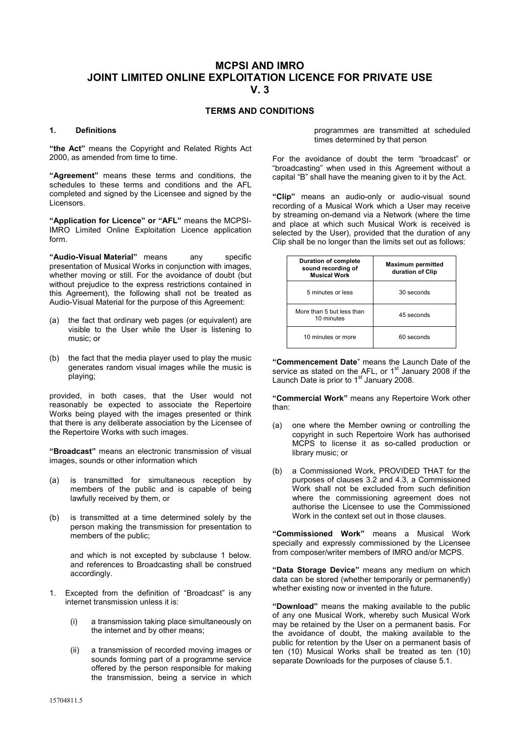# MCPSI AND IMRO
# JOINT LIMITED ONLINE EXPLOITATION LICENCE FOR PRIVATE USE
# V. 3

## TERMS AND CONDITIONS

### 1. Definitions

**"the Act"** means the Copyright and Related Rights Act 2000, as amended from time to time.

**"Agreement"** means these terms and conditions, the schedules to these terms and conditions and the AFL completed and signed by the Licensee and signed by the Licensors.

**"Application for Licence" or "AFL"** means the MCPSI-IMRO Limited Online Exploitation Licence application form.

**"Audio-Visual Material"** means any specific presentation of Musical Works in conjunction with images, whether moving or still. For the avoidance of doubt (but without prejudice to the express restrictions contained in this Agreement), the following shall not be treated as Audio-Visual Material for the purpose of this Agreement:

(a) the fact that ordinary web pages (or equivalent) are visible to the User while the User is listening to music; or

(b) the fact that the media player used to play the music generates random visual images while the music is playing;

provided, in both cases, that the User would not reasonably be expected to associate the Repertoire Works being played with the images presented or think that there is any deliberate association by the Licensee of the Repertoire Works with such images.

**"Broadcast"** means an electronic transmission of visual images, sounds or other information which

(a) is transmitted for simultaneous reception by members of the public and is capable of being lawfully received by them, or

(b) is transmitted at a time determined solely by the person making the transmission for presentation to members of the public;

and which is not excepted by subclause 1 below. and references to Broadcasting shall be construed accordingly.

1. Excepted from the definition of "Broadcast" is any internet transmission unless it is:

   (i) a transmission taking place simultaneously on the internet and by other means;

   (ii) a transmission of recorded moving images or sounds forming part of a programme service offered by the person responsible for making the transmission, being a service in which programmes are transmitted at scheduled times determined by that person

For the avoidance of doubt the term "broadcast" or "broadcasting" when used in this Agreement without a capital "B" shall have the meaning given to it by the Act.

**"Clip"** means an audio-only or audio-visual sound recording of a Musical Work which a User may receive by streaming on-demand via a Network (where the time and place at which such Musical Work is received is selected by the User), provided that the duration of any Clip shall be no longer than the limits set out as follows:

| Duration of complete sound recording of Musical Work | Maximum permitted duration of Clip |
|---|---|
| 5 minutes or less | 30 seconds |
| More than 5 but less than 10 minutes | 45 seconds |
| 10 minutes or more | 60 seconds |

**"Commencement Date"** means the Launch Date of the service as stated on the AFL, or 1st January 2008 if the Launch Date is prior to 1st January 2008.

**"Commercial Work"** means any Repertoire Work other than:

(a) one where the Member owning or controlling the copyright in such Repertoire Work has authorised MCPS to license it as so-called production or library music; or

(b) a Commissioned Work, PROVIDED THAT for the purposes of clauses 3.2 and 4.3, a Commissioned Work shall not be excluded from such definition where the commissioning agreement does not authorise the Licensee to use the Commissioned Work in the context set out in those clauses.

**"Commissioned Work"** means a Musical Work specially and expressly commissioned by the Licensee from composer/writer members of IMRO and/or MCPS.

**"Data Storage Device"** means any medium on which data can be stored (whether temporarily or permanently) whether existing now or invented in the future.

**"Download"** means the making available to the public of any one Musical Work, whereby such Musical Work may be retained by the User on a permanent basis. For the avoidance of doubt, the making available to the public for retention by the User on a permanent basis of ten (10) Musical Works shall be treated as ten (10) separate Downloads for the purposes of clause 5.1.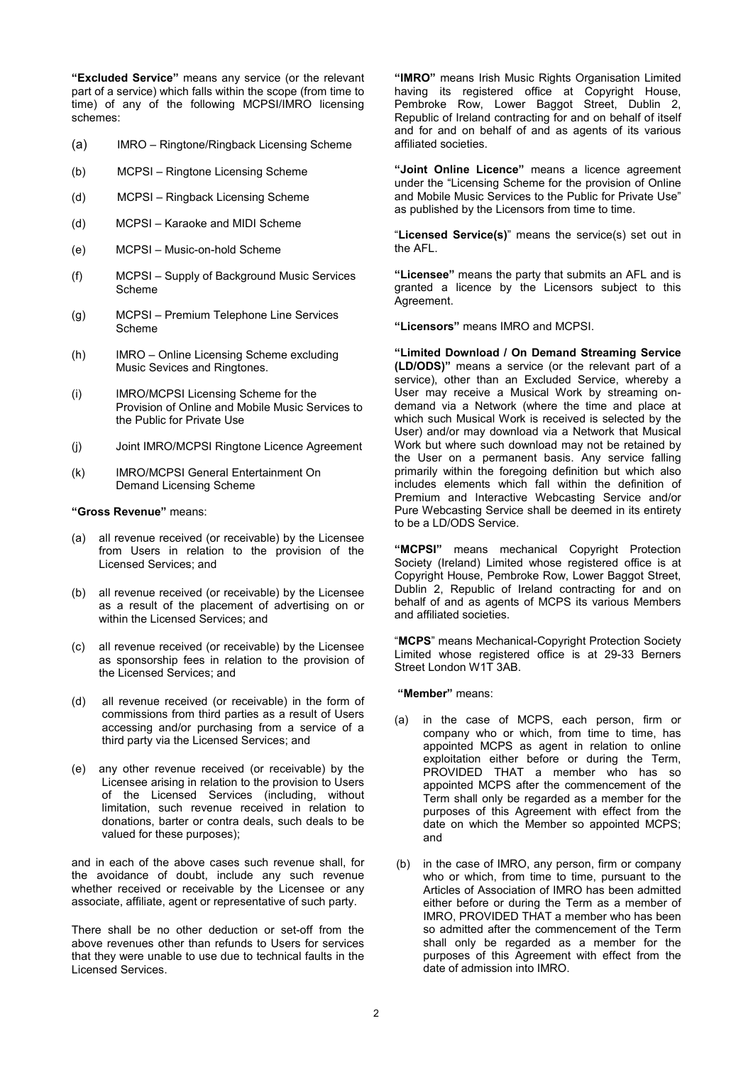**"Excluded Service"** means any service (or the relevant part of a service) which falls within the scope (from time to time) of any of the following MCPSI/IMRO licensing schemes:

(a) IMRO – Ringtone/Ringback Licensing Scheme

(b) MCPSI – Ringtone Licensing Scheme

(d) MCPSI – Ringback Licensing Scheme

(d) MCPSI – Karaoke and MIDI Scheme

(e) MCPSI – Music-on-hold Scheme

(f) MCPSI – Supply of Background Music Services Scheme

(g) MCPSI – Premium Telephone Line Services Scheme

(h) IMRO – Online Licensing Scheme excluding Music Sevices and Ringtones.

(i) IMRO/MCPSI Licensing Scheme for the Provision of Online and Mobile Music Services to the Public for Private Use

(j) Joint IMRO/MCPSI Ringtone Licence Agreement

(k) IMRO/MCPSI General Entertainment On Demand Licensing Scheme

**"Gross Revenue"** means:

(a) all revenue received (or receivable) by the Licensee from Users in relation to the provision of the Licensed Services; and

(b) all revenue received (or receivable) by the Licensee as a result of the placement of advertising on or within the Licensed Services; and

(c) all revenue received (or receivable) by the Licensee as sponsorship fees in relation to the provision of the Licensed Services; and

(d) all revenue received (or receivable) in the form of commissions from third parties as a result of Users accessing and/or purchasing from a service of a third party via the Licensed Services; and

(e) any other revenue received (or receivable) by the Licensee arising in relation to the provision to Users of the Licensed Services (including, without limitation, such revenue received in relation to donations, barter or contra deals, such deals to be valued for these purposes);

and in each of the above cases such revenue shall, for the avoidance of doubt, include any such revenue whether received or receivable by the Licensee or any associate, affiliate, agent or representative of such party.

There shall be no other deduction or set-off from the above revenues other than refunds to Users for services that they were unable to use due to technical faults in the Licensed Services.

**"IMRO"** means Irish Music Rights Organisation Limited having its registered office at Copyright House, Pembroke Row, Lower Baggot Street, Dublin 2, Republic of Ireland contracting for and on behalf of itself and for and on behalf of and as agents of its various affiliated societies.

**"Joint Online Licence"** means a licence agreement under the "Licensing Scheme for the provision of Online and Mobile Music Services to the Public for Private Use" as published by the Licensors from time to time.

"**Licensed Service(s)**" means the service(s) set out in the AFL.

**"Licensee"** means the party that submits an AFL and is granted a licence by the Licensors subject to this Agreement.

**"Licensors"** means IMRO and MCPSI.

**"Limited Download / On Demand Streaming Service (LD/ODS)"** means a service (or the relevant part of a service), other than an Excluded Service, whereby a User may receive a Musical Work by streaming on-demand via a Network (where the time and place at which such Musical Work is received is selected by the User) and/or may download via a Network that Musical Work but where such download may not be retained by the User on a permanent basis. Any service falling primarily within the foregoing definition but which also includes elements which fall within the definition of Premium and Interactive Webcasting Service and/or Pure Webcasting Service shall be deemed in its entirety to be a LD/ODS Service.

**"MCPSI"** means mechanical Copyright Protection Society (Ireland) Limited whose registered office is at Copyright House, Pembroke Row, Lower Baggot Street, Dublin 2, Republic of Ireland contracting for and on behalf of and as agents of MCPS its various Members and affiliated societies.

"**MCPS**" means Mechanical-Copyright Protection Society Limited whose registered office is at 29-33 Berners Street London W1T 3AB.

**"Member"** means:

(a) in the case of MCPS, each person, firm or company who or which, from time to time, has appointed MCPS as agent in relation to online exploitation either before or during the Term, PROVIDED THAT a member who has so appointed MCPS after the commencement of the Term shall only be regarded as a member for the purposes of this Agreement with effect from the date on which the Member so appointed MCPS; and

(b) in the case of IMRO, any person, firm or company who or which, from time to time, pursuant to the Articles of Association of IMRO has been admitted either before or during the Term as a member of IMRO, PROVIDED THAT a member who has been so admitted after the commencement of the Term shall only be regarded as a member for the purposes of this Agreement with effect from the date of admission into IMRO.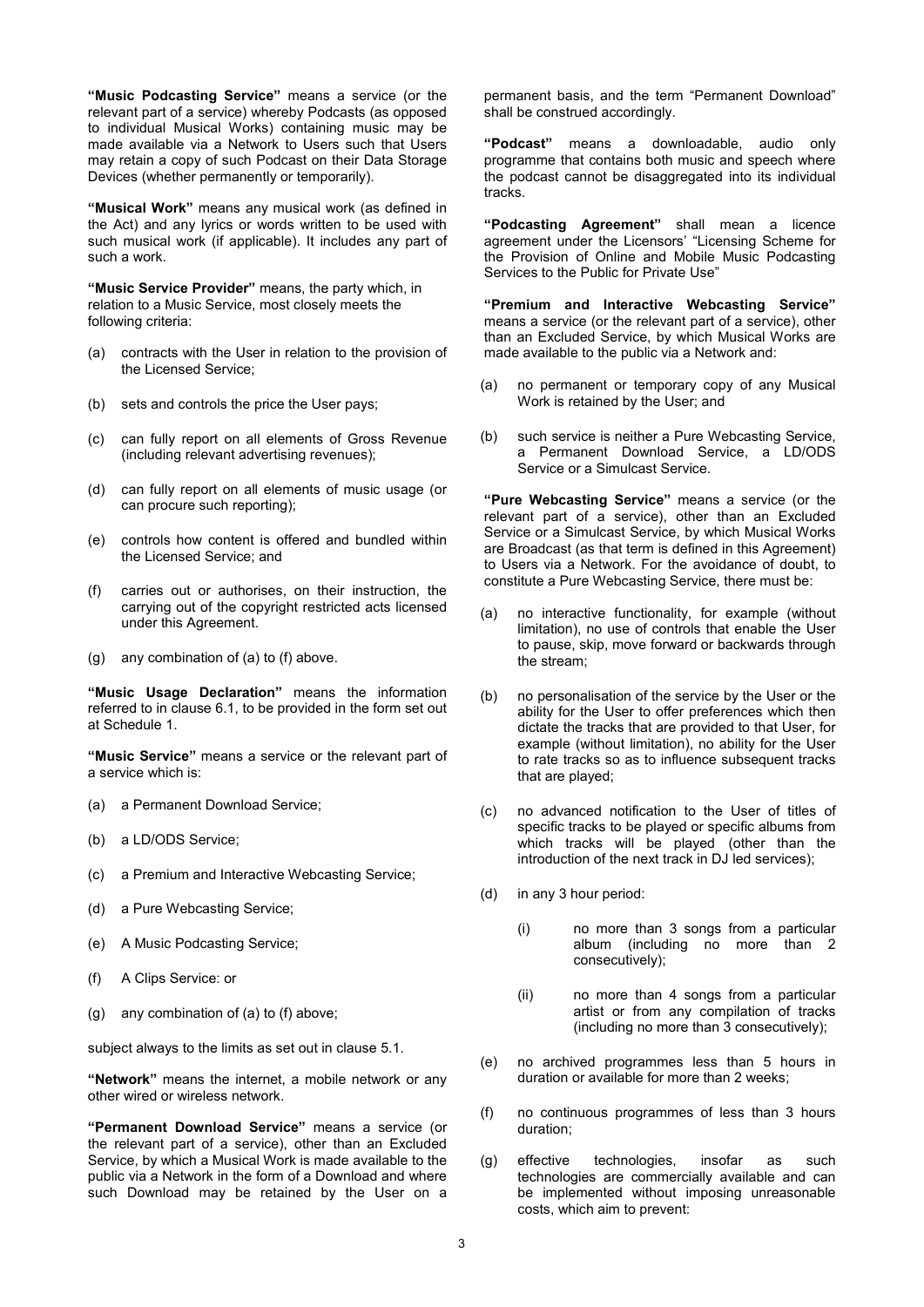**"Music Podcasting Service"** means a service (or the relevant part of a service) whereby Podcasts (as opposed to individual Musical Works) containing music may be made available via a Network to Users such that Users may retain a copy of such Podcast on their Data Storage Devices (whether permanently or temporarily).

**"Musical Work"** means any musical work (as defined in the Act) and any lyrics or words written to be used with such musical work (if applicable). It includes any part of such a work.

**"Music Service Provider"** means, the party which, in relation to a Music Service, most closely meets the following criteria:

(a) contracts with the User in relation to the provision of the Licensed Service;

(b) sets and controls the price the User pays;

(c) can fully report on all elements of Gross Revenue (including relevant advertising revenues);

(d) can fully report on all elements of music usage (or can procure such reporting);

(e) controls how content is offered and bundled within the Licensed Service; and

(f) carries out or authorises, on their instruction, the carrying out of the copyright restricted acts licensed under this Agreement.

(g) any combination of (a) to (f) above.

**"Music Usage Declaration"** means the information referred to in clause 6.1, to be provided in the form set out at Schedule 1.

**"Music Service"** means a service or the relevant part of a service which is:

(a) a Permanent Download Service;

(b) a LD/ODS Service;

(c) a Premium and Interactive Webcasting Service;

(d) a Pure Webcasting Service;

(e) A Music Podcasting Service;

(f) A Clips Service: or

(g) any combination of (a) to (f) above;

subject always to the limits as set out in clause 5.1.

**"Network"** means the internet, a mobile network or any other wired or wireless network.

**"Permanent Download Service"** means a service (or the relevant part of a service), other than an Excluded Service, by which a Musical Work is made available to the public via a Network in the form of a Download and where such Download may be retained by the User on a permanent basis, and the term "Permanent Download" shall be construed accordingly.

**"Podcast"** means a downloadable, audio only programme that contains both music and speech where the podcast cannot be disaggregated into its individual tracks.

**"Podcasting Agreement"** shall mean a licence agreement under the Licensors' "Licensing Scheme for the Provision of Online and Mobile Music Podcasting Services to the Public for Private Use"

**"Premium and Interactive Webcasting Service"** means a service (or the relevant part of a service), other than an Excluded Service, by which Musical Works are made available to the public via a Network and:

(a) no permanent or temporary copy of any Musical Work is retained by the User; and

(b) such service is neither a Pure Webcasting Service, a Permanent Download Service, a LD/ODS Service or a Simulcast Service.

**"Pure Webcasting Service"** means a service (or the relevant part of a service), other than an Excluded Service or a Simulcast Service, by which Musical Works are Broadcast (as that term is defined in this Agreement) to Users via a Network. For the avoidance of doubt, to constitute a Pure Webcasting Service, there must be:

(a) no interactive functionality, for example (without limitation), no use of controls that enable the User to pause, skip, move forward or backwards through the stream;

(b) no personalisation of the service by the User or the ability for the User to offer preferences which then dictate the tracks that are provided to that User, for example (without limitation), no ability for the User to rate tracks so as to influence subsequent tracks that are played;

(c) no advanced notification to the User of titles of specific tracks to be played or specific albums from which tracks will be played (other than the introduction of the next track in DJ led services);

(d) in any 3 hour period:

   (i) no more than 3 songs from a particular album (including no more than 2 consecutively);

   (ii) no more than 4 songs from a particular artist or from any compilation of tracks (including no more than 3 consecutively);

(e) no archived programmes less than 5 hours in duration or available for more than 2 weeks;

(f) no continuous programmes of less than 3 hours duration;

(g) effective technologies, insofar as such technologies are commercially available and can be implemented without imposing unreasonable costs, which aim to prevent: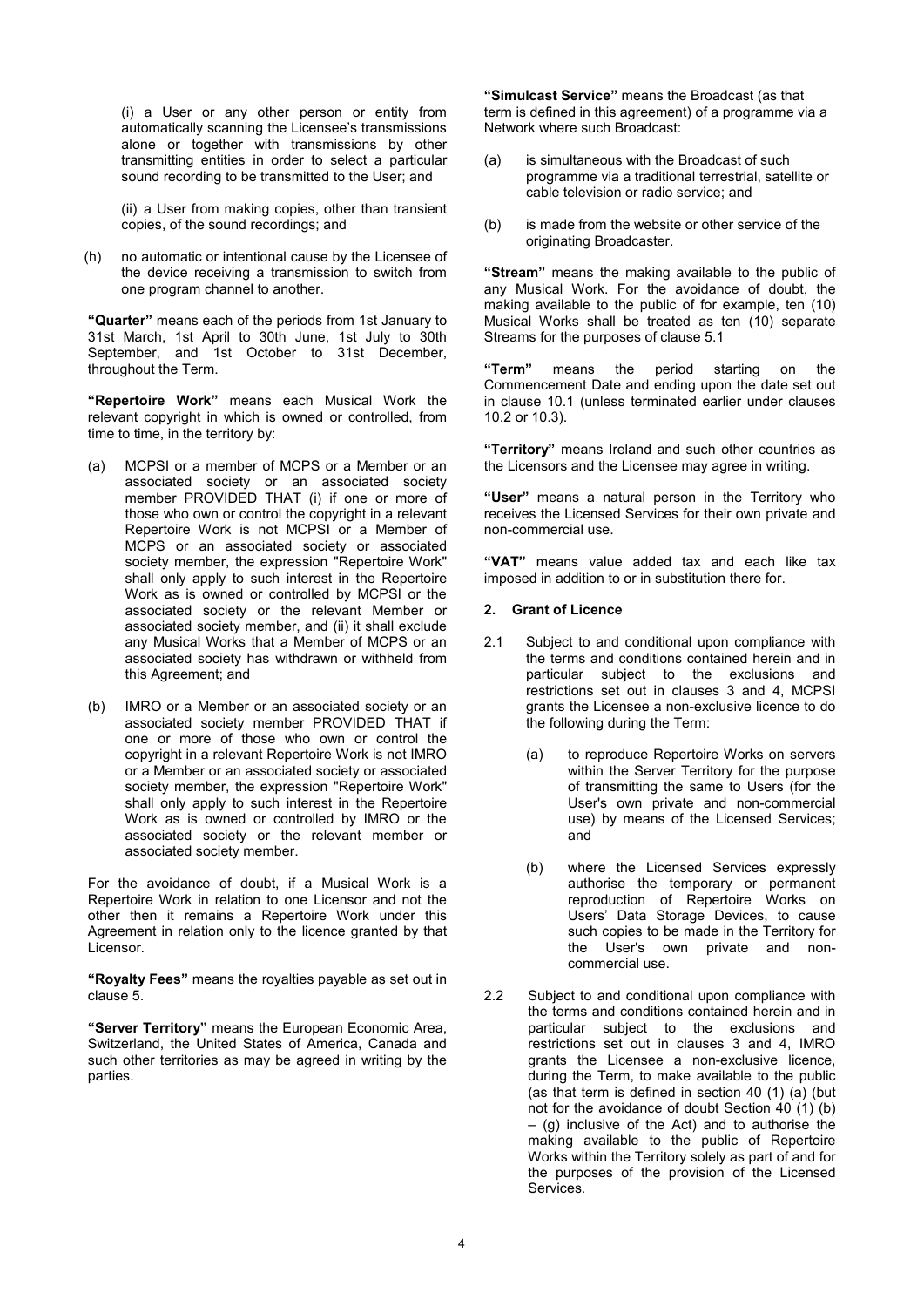(i) a User or any other person or entity from automatically scanning the Licensee's transmissions alone or together with transmissions by other transmitting entities in order to select a particular sound recording to be transmitted to the User; and

(ii) a User from making copies, other than transient copies, of the sound recordings; and

(h) no automatic or intentional cause by the Licensee of the device receiving a transmission to switch from one program channel to another.

**"Quarter"** means each of the periods from 1st January to 31st March, 1st April to 30th June, 1st July to 30th September, and 1st October to 31st December, throughout the Term.

**"Repertoire Work"** means each Musical Work the relevant copyright in which is owned or controlled, from time to time, in the territory by:

(a) MCPSI or a member of MCPS or a Member or an associated society or an associated society member PROVIDED THAT (i) if one or more of those who own or control the copyright in a relevant Repertoire Work is not MCPSI or a Member of MCPS or an associated society or associated society member, the expression "Repertoire Work" shall only apply to such interest in the Repertoire Work as is owned or controlled by MCPSI or the associated society or the relevant Member or associated society member, and (ii) it shall exclude any Musical Works that a Member of MCPS or an associated society has withdrawn or withheld from this Agreement; and

(b) IMRO or a Member or an associated society or an associated society member PROVIDED THAT if one or more of those who own or control the copyright in a relevant Repertoire Work is not IMRO or a Member or an associated society or associated society member, the expression "Repertoire Work" shall only apply to such interest in the Repertoire Work as is owned or controlled by IMRO or the associated society or the relevant member or associated society member.

For the avoidance of doubt, if a Musical Work is a Repertoire Work in relation to one Licensor and not the other then it remains a Repertoire Work under this Agreement in relation only to the licence granted by that Licensor.

**"Royalty Fees"** means the royalties payable as set out in clause 5.

**"Server Territory"** means the European Economic Area, Switzerland, the United States of America, Canada and such other territories as may be agreed in writing by the parties.

**"Simulcast Service"** means the Broadcast (as that term is defined in this agreement) of a programme via a Network where such Broadcast:

(a) is simultaneous with the Broadcast of such programme via a traditional terrestrial, satellite or cable television or radio service; and

(b) is made from the website or other service of the originating Broadcaster.

**"Stream"** means the making available to the public of any Musical Work. For the avoidance of doubt, the making available to the public of for example, ten (10) Musical Works shall be treated as ten (10) separate Streams for the purposes of clause 5.1

**"Term"** means the period starting on the Commencement Date and ending upon the date set out in clause 10.1 (unless terminated earlier under clauses 10.2 or 10.3).

**"Territory"** means Ireland and such other countries as the Licensors and the Licensee may agree in writing.

**"User"** means a natural person in the Territory who receives the Licensed Services for their own private and non-commercial use.

**"VAT"** means value added tax and each like tax imposed in addition to or in substitution there for.

## 2. Grant of Licence

2.1 Subject to and conditional upon compliance with the terms and conditions contained herein and in particular subject to the exclusions and restrictions set out in clauses 3 and 4, MCPSI grants the Licensee a non-exclusive licence to do the following during the Term:

(a) to reproduce Repertoire Works on servers within the Server Territory for the purpose of transmitting the same to Users (for the User's own private and non-commercial use) by means of the Licensed Services; and

(b) where the Licensed Services expressly authorise the temporary or permanent reproduction of Repertoire Works on Users' Data Storage Devices, to cause such copies to be made in the Territory for the User's own private and non-commercial use.

2.2 Subject to and conditional upon compliance with the terms and conditions contained herein and in particular subject to the exclusions and restrictions set out in clauses 3 and 4, IMRO grants the Licensee a non-exclusive licence, during the Term, to make available to the public (as that term is defined in section 40 (1) (a) (but not for the avoidance of doubt Section 40 (1) (b) – (g) inclusive of the Act) and to authorise the making available to the public of Repertoire Works within the Territory solely as part of and for the purposes of the provision of the Licensed Services.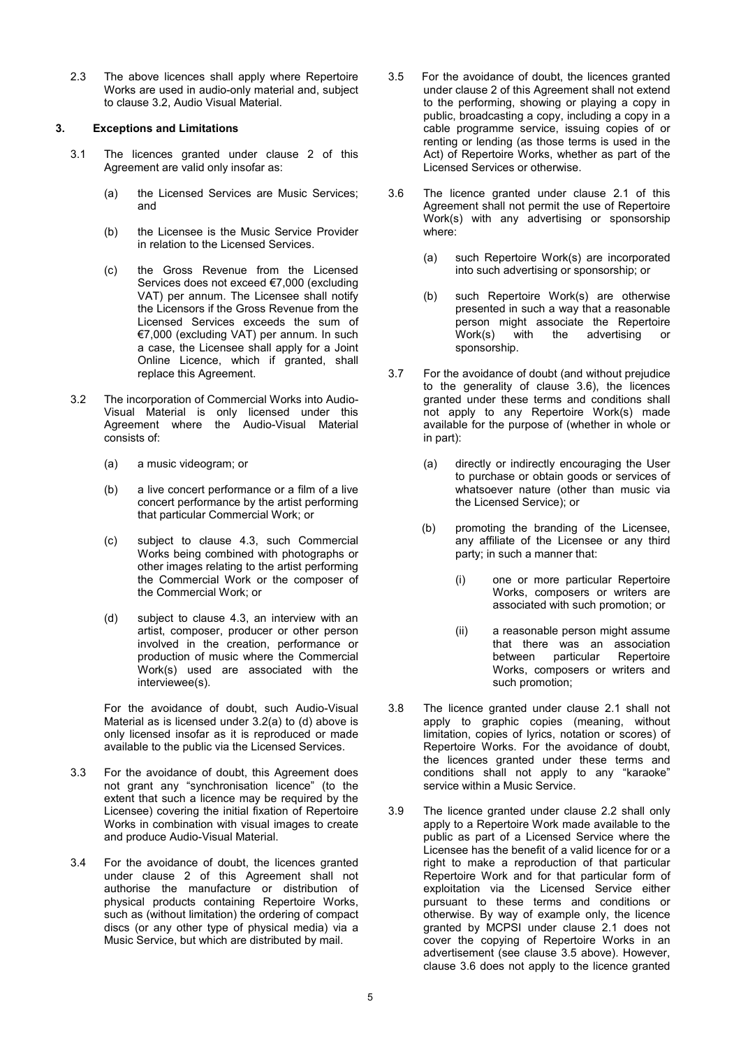2.3 The above licences shall apply where Repertoire Works are used in audio-only material and, subject to clause 3.2, Audio Visual Material.

### 3. Exceptions and Limitations

3.1 The licences granted under clause 2 of this Agreement are valid only insofar as:

(a) the Licensed Services are Music Services; and

(b) the Licensee is the Music Service Provider in relation to the Licensed Services.

(c) the Gross Revenue from the Licensed Services does not exceed €7,000 (excluding VAT) per annum. The Licensee shall notify the Licensors if the Gross Revenue from the Licensed Services exceeds the sum of €7,000 (excluding VAT) per annum. In such a case, the Licensee shall apply for a Joint Online Licence, which if granted, shall replace this Agreement.

3.2 The incorporation of Commercial Works into Audio-Visual Material is only licensed under this Agreement where the Audio-Visual Material consists of:

(a) a music videogram; or

(b) a live concert performance or a film of a live concert performance by the artist performing that particular Commercial Work; or

(c) subject to clause 4.3, such Commercial Works being combined with photographs or other images relating to the artist performing the Commercial Work or the composer of the Commercial Work; or

(d) subject to clause 4.3, an interview with an artist, composer, producer or other person involved in the creation, performance or production of music where the Commercial Work(s) used are associated with the interviewee(s).

For the avoidance of doubt, such Audio-Visual Material as is licensed under 3.2(a) to (d) above is only licensed insofar as it is reproduced or made available to the public via the Licensed Services.

3.3 For the avoidance of doubt, this Agreement does not grant any "synchronisation licence" (to the extent that such a licence may be required by the Licensee) covering the initial fixation of Repertoire Works in combination with visual images to create and produce Audio-Visual Material.

3.4 For the avoidance of doubt, the licences granted under clause 2 of this Agreement shall not authorise the manufacture or distribution of physical products containing Repertoire Works, such as (without limitation) the ordering of compact discs (or any other type of physical media) via a Music Service, but which are distributed by mail.

3.5 For the avoidance of doubt, the licences granted under clause 2 of this Agreement shall not extend to the performing, showing or playing a copy in public, broadcasting a copy, including a copy in a cable programme service, issuing copies of or renting or lending (as those terms is used in the Act) of Repertoire Works, whether as part of the Licensed Services or otherwise.

3.6 The licence granted under clause 2.1 of this Agreement shall not permit the use of Repertoire Work(s) with any advertising or sponsorship where:

(a) such Repertoire Work(s) are incorporated into such advertising or sponsorship; or

(b) such Repertoire Work(s) are otherwise presented in such a way that a reasonable person might associate the Repertoire Work(s) with the advertising or sponsorship.

3.7 For the avoidance of doubt (and without prejudice to the generality of clause 3.6), the licences granted under these terms and conditions shall not apply to any Repertoire Work(s) made available for the purpose of (whether in whole or in part):

(a) directly or indirectly encouraging the User to purchase or obtain goods or services of whatsoever nature (other than music via the Licensed Service); or

(b) promoting the branding of the Licensee, any affiliate of the Licensee or any third party; in such a manner that:

(i) one or more particular Repertoire Works, composers or writers are associated with such promotion; or

(ii) a reasonable person might assume that there was an association between particular Repertoire Works, composers or writers and such promotion;

3.8 The licence granted under clause 2.1 shall not apply to graphic copies (meaning, without limitation, copies of lyrics, notation or scores) of Repertoire Works. For the avoidance of doubt, the licences granted under these terms and conditions shall not apply to any "karaoke" service within a Music Service.

3.9 The licence granted under clause 2.2 shall only apply to a Repertoire Work made available to the public as part of a Licensed Service where the Licensee has the benefit of a valid licence for or a right to make a reproduction of that particular Repertoire Work and for that particular form of exploitation via the Licensed Service either pursuant to these terms and conditions or otherwise. By way of example only, the licence granted by MCPSI under clause 2.1 does not cover the copying of Repertoire Works in an advertisement (see clause 3.5 above). However, clause 3.6 does not apply to the licence granted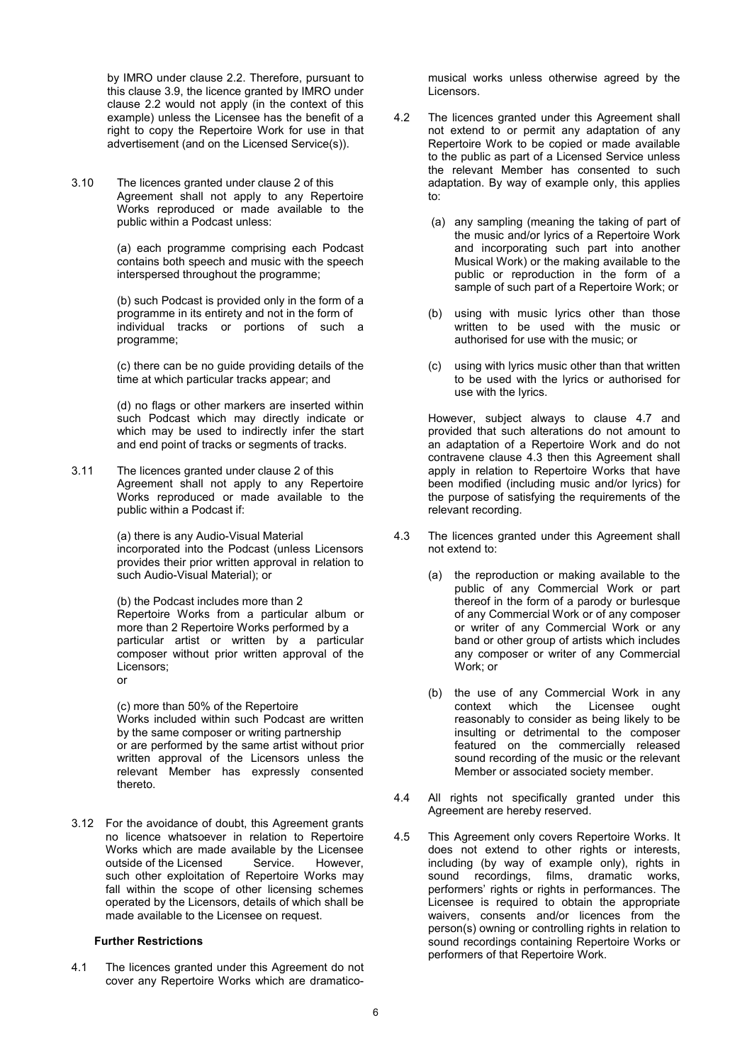by IMRO under clause 2.2. Therefore, pursuant to this clause 3.9, the licence granted by IMRO under clause 2.2 would not apply (in the context of this example) unless the Licensee has the benefit of a right to copy the Repertoire Work for use in that advertisement (and on the Licensed Service(s)).

3.10 The licences granted under clause 2 of this Agreement shall not apply to any Repertoire Works reproduced or made available to the public within a Podcast unless:

(a) each programme comprising each Podcast contains both speech and music with the speech interspersed throughout the programme;

(b) such Podcast is provided only in the form of a programme in its entirety and not in the form of individual tracks or portions of such a programme;

(c) there can be no guide providing details of the time at which particular tracks appear; and

(d) no flags or other markers are inserted within such Podcast which may directly indicate or which may be used to indirectly infer the start and end point of tracks or segments of tracks.

3.11 The licences granted under clause 2 of this Agreement shall not apply to any Repertoire Works reproduced or made available to the public within a Podcast if:

(a) there is any Audio-Visual Material incorporated into the Podcast (unless Licensors provides their prior written approval in relation to such Audio-Visual Material); or

(b) the Podcast includes more than 2 Repertoire Works from a particular album or more than 2 Repertoire Works performed by a particular artist or written by a particular composer without prior written approval of the Licensors;
or

(c) more than 50% of the Repertoire Works included within such Podcast are written by the same composer or writing partnership or are performed by the same artist without prior written approval of the Licensors unless the relevant Member has expressly consented thereto.

3.12 For the avoidance of doubt, this Agreement grants no licence whatsoever in relation to Repertoire Works which are made available by the Licensee outside of the Licensed Service. However, such other exploitation of Repertoire Works may fall within the scope of other licensing schemes operated by the Licensors, details of which shall be made available to the Licensee on request.

**Further Restrictions**

4.1 The licences granted under this Agreement do not cover any Repertoire Works which are dramatico-musical works unless otherwise agreed by the Licensors.

4.2 The licences granted under this Agreement shall not extend to or permit any adaptation of any Repertoire Work to be copied or made available to the public as part of a Licensed Service unless the relevant Member has consented to such adaptation. By way of example only, this applies to:

(a) any sampling (meaning the taking of part of the music and/or lyrics of a Repertoire Work and incorporating such part into another Musical Work) or the making available to the public or reproduction in the form of a sample of such part of a Repertoire Work; or

(b) using with music lyrics other than those written to be used with the music or authorised for use with the music; or

(c) using with lyrics music other than that written to be used with the lyrics or authorised for use with the lyrics.

However, subject always to clause 4.7 and provided that such alterations do not amount to an adaptation of a Repertoire Work and do not contravene clause 4.3 then this Agreement shall apply in relation to Repertoire Works that have been modified (including music and/or lyrics) for the purpose of satisfying the requirements of the relevant recording.

4.3 The licences granted under this Agreement shall not extend to:

(a) the reproduction or making available to the public of any Commercial Work or part thereof in the form of a parody or burlesque of any Commercial Work or of any composer or writer of any Commercial Work or any band or other group of artists which includes any composer or writer of any Commercial Work; or

(b) the use of any Commercial Work in any context which the Licensee ought reasonably to consider as being likely to be insulting or detrimental to the composer featured on the commercially released sound recording of the music or the relevant Member or associated society member.

4.4 All rights not specifically granted under this Agreement are hereby reserved.

4.5 This Agreement only covers Repertoire Works. It does not extend to other rights or interests, including (by way of example only), rights in sound recordings, films, dramatic works, performers' rights or rights in performances. The Licensee is required to obtain the appropriate waivers, consents and/or licences from the person(s) owning or controlling rights in relation to sound recordings containing Repertoire Works or performers of that Repertoire Work.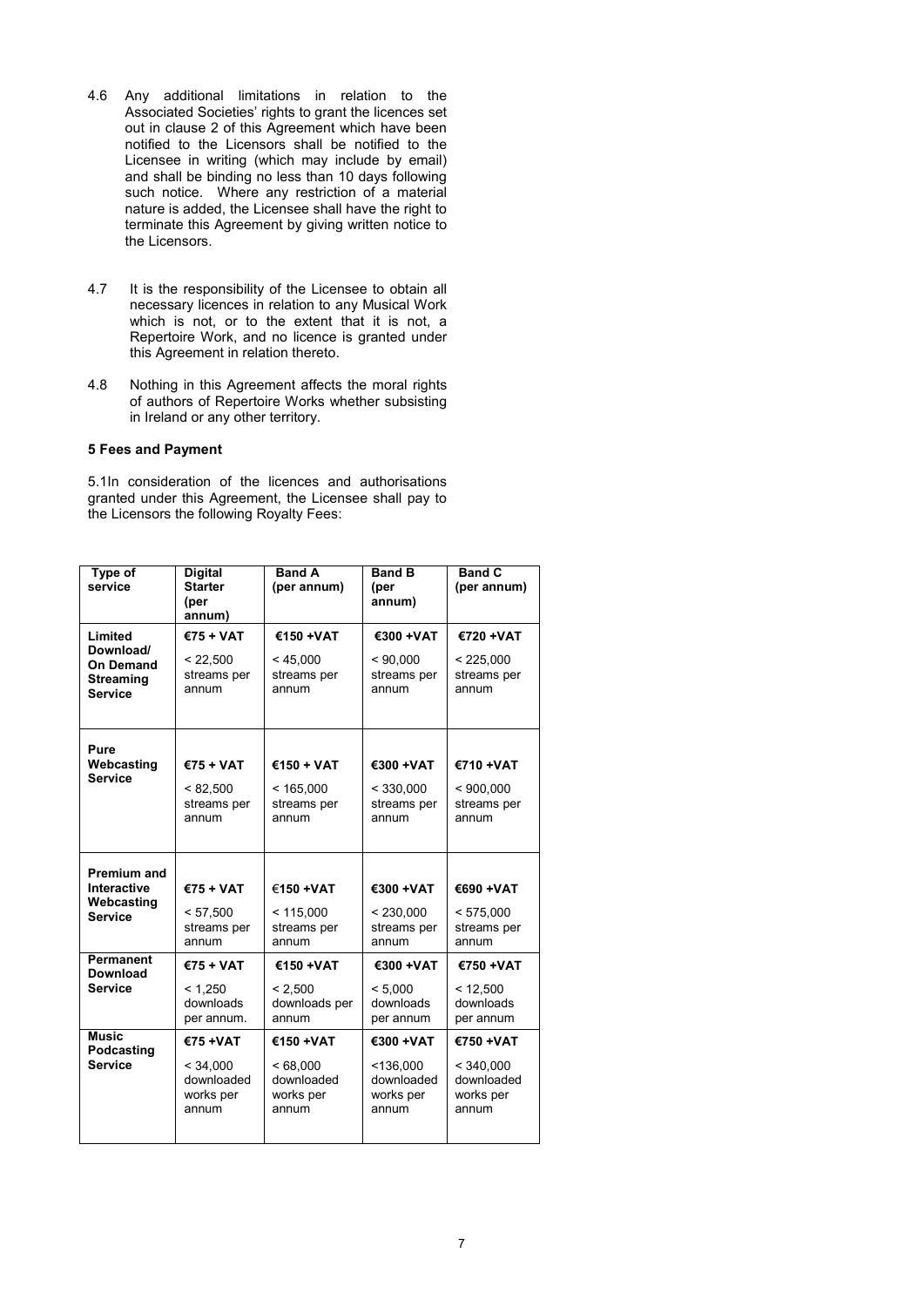4.6 Any additional limitations in relation to the Associated Societies' rights to grant the licences set out in clause 2 of this Agreement which have been notified to the Licensors shall be notified to the Licensee in writing (which may include by email) and shall be binding no less than 10 days following such notice. Where any restriction of a material nature is added, the Licensee shall have the right to terminate this Agreement by giving written notice to the Licensors.

4.7 It is the responsibility of the Licensee to obtain all necessary licences in relation to any Musical Work which is not, or to the extent that it is not, a Repertoire Work, and no licence is granted under this Agreement in relation thereto.

4.8 Nothing in this Agreement affects the moral rights of authors of Repertoire Works whether subsisting in Ireland or any other territory.

**5 Fees and Payment**

5.1In consideration of the licences and authorisations granted under this Agreement, the Licensee shall pay to the Licensors the following Royalty Fees:

| Type of service | Digital Starter (per annum) | Band A (per annum) | Band B (per annum) | Band C (per annum) |
|---|---|---|---|---|
| **Limited Download/ On Demand Streaming Service** | **€75 + VAT** < 22,500 streams per annum | **€150 +VAT** < 45,000 streams per annum | **€300 +VAT** < 90,000 streams per annum | **€720 +VAT** < 225,000 streams per annum |
| **Pure Webcasting Service** | **€75 + VAT** < 82,500 streams per annum | **€150 + VAT** < 165,000 streams per annum | **€300 +VAT** < 330,000 streams per annum | **€710 +VAT** < 900,000 streams per annum |
| **Premium and Interactive Webcasting Service** | **€75 + VAT** < 57,500 streams per annum | **€150 +VAT** < 115,000 streams per annum | **€300 +VAT** < 230,000 streams per annum | **€690 +VAT** < 575,000 streams per annum |
| **Permanent Download Service** | **€75 + VAT** < 1,250 downloads per annum. | **€150 +VAT** < 2,500 downloads per annum | **€300 +VAT** < 5,000 downloads per annum | **€750 +VAT** < 12,500 downloads per annum |
| **Music Podcasting Service** | **€75 +VAT** < 34,000 downloaded works per annum | **€150 +VAT** < 68,000 downloaded works per annum | **€300 +VAT** <136,000 downloaded works per annum | **€750 +VAT** < 340,000 downloaded works per annum |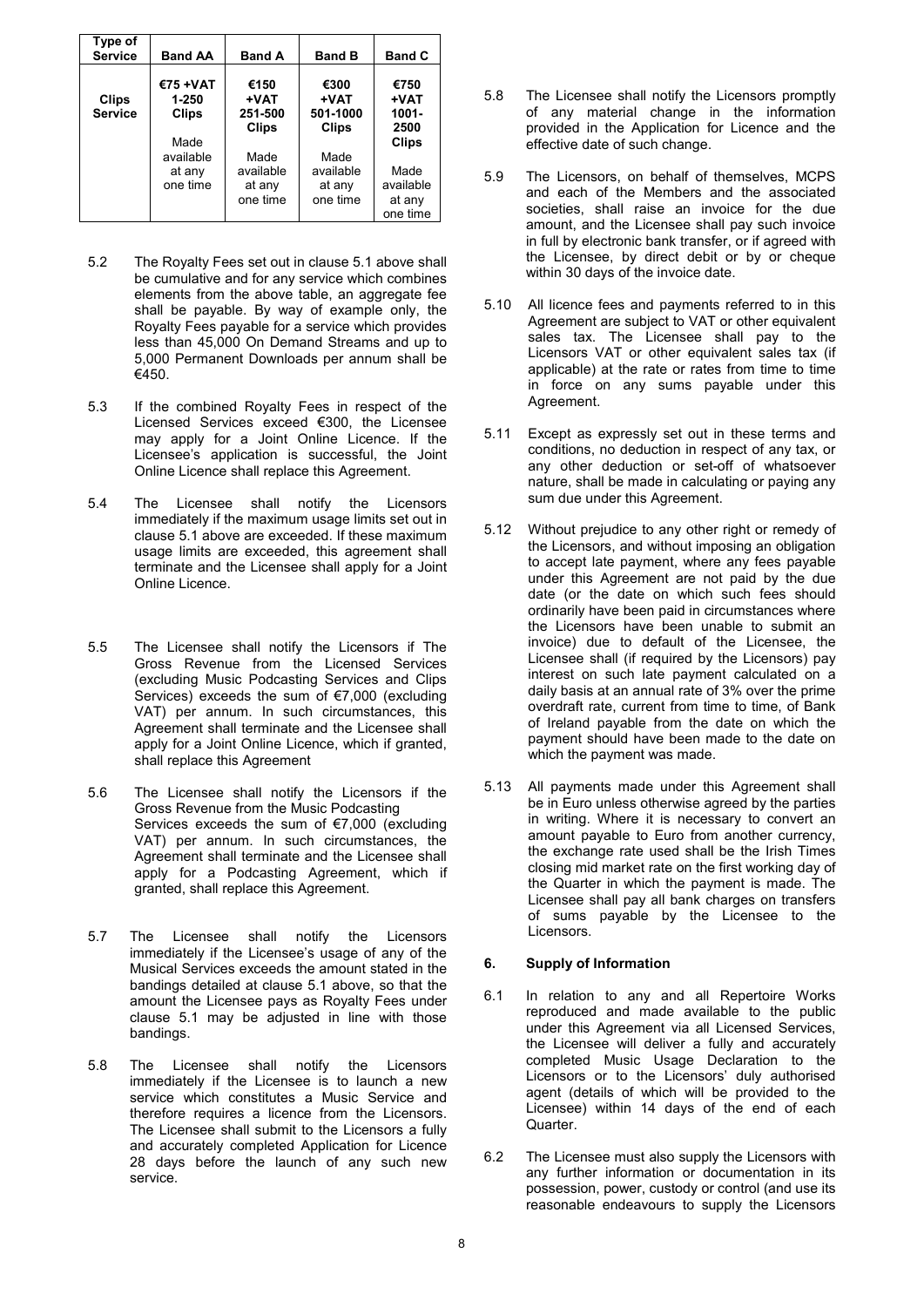| Type of Service | Band AA | Band A | Band B | Band C |
|---|---|---|---|---|
| **Clips Service** | **€75 +VAT 1-250 Clips**<br><br>Made available at any one time | **€150 +VAT 251-500 Clips**<br><br>Made available at any one time | **€300 +VAT 501-1000 Clips**<br><br>Made available at any one time | **€750 +VAT 1001-2500 Clips**<br><br>Made available at any one time |

5.2 The Royalty Fees set out in clause 5.1 above shall be cumulative and for any service which combines elements from the above table, an aggregate fee shall be payable. By way of example only, the Royalty Fees payable for a service which provides less than 45,000 On Demand Streams and up to 5,000 Permanent Downloads per annum shall be €450.

5.3 If the combined Royalty Fees in respect of the Licensed Services exceed €300, the Licensee may apply for a Joint Online Licence. If the Licensee's application is successful, the Joint Online Licence shall replace this Agreement.

5.4 The Licensee shall notify the Licensors immediately if the maximum usage limits set out in clause 5.1 above are exceeded. If these maximum usage limits are exceeded, this agreement shall terminate and the Licensee shall apply for a Joint Online Licence.

5.5 The Licensee shall notify the Licensors if The Gross Revenue from the Licensed Services (excluding Music Podcasting Services and Clips Services) exceeds the sum of €7,000 (excluding VAT) per annum. In such circumstances, this Agreement shall terminate and the Licensee shall apply for a Joint Online Licence, which if granted, shall replace this Agreement

5.6 The Licensee shall notify the Licensors if the Gross Revenue from the Music Podcasting Services exceeds the sum of €7,000 (excluding VAT) per annum. In such circumstances, the Agreement shall terminate and the Licensee shall apply for a Podcasting Agreement, which if granted, shall replace this Agreement.

5.7 The Licensee shall notify the Licensors immediately if the Licensee's usage of any of the Musical Services exceeds the amount stated in the bandings detailed at clause 5.1 above, so that the amount the Licensee pays as Royalty Fees under clause 5.1 may be adjusted in line with those bandings.

5.8 The Licensee shall notify the Licensors immediately if the Licensee is to launch a new service which constitutes a Music Service and therefore requires a licence from the Licensors. The Licensee shall submit to the Licensors a fully and accurately completed Application for Licence 28 days before the launch of any such new service.

5.8 The Licensee shall notify the Licensors promptly of any material change in the information provided in the Application for Licence and the effective date of such change.

5.9 The Licensors, on behalf of themselves, MCPS and each of the Members and the associated societies, shall raise an invoice for the due amount, and the Licensee shall pay such invoice in full by electronic bank transfer, or if agreed with the Licensee, by direct debit or by or cheque within 30 days of the invoice date.

5.10 All licence fees and payments referred to in this Agreement are subject to VAT or other equivalent sales tax. The Licensee shall pay to the Licensors VAT or other equivalent sales tax (if applicable) at the rate or rates from time to time in force on any sums payable under this Agreement.

5.11 Except as expressly set out in these terms and conditions, no deduction in respect of any tax, or any other deduction or set-off of whatsoever nature, shall be made in calculating or paying any sum due under this Agreement.

5.12 Without prejudice to any other right or remedy of the Licensors, and without imposing an obligation to accept late payment, where any fees payable under this Agreement are not paid by the due date (or the date on which such fees should ordinarily have been paid in circumstances where the Licensors have been unable to submit an invoice) due to default of the Licensee, the Licensee shall (if required by the Licensors) pay interest on such late payment calculated on a daily basis at an annual rate of 3% over the prime overdraft rate, current from time to time, of Bank of Ireland payable from the date on which the payment should have been made to the date on which the payment was made.

5.13 All payments made under this Agreement shall be in Euro unless otherwise agreed by the parties in writing. Where it is necessary to convert an amount payable to Euro from another currency, the exchange rate used shall be the Irish Times closing mid market rate on the first working day of the Quarter in which the payment is made. The Licensee shall pay all bank charges on transfers of sums payable by the Licensee to the Licensors.

### 6. Supply of Information

6.1 In relation to any and all Repertoire Works reproduced and made available to the public under this Agreement via all Licensed Services, the Licensee will deliver a fully and accurately completed Music Usage Declaration to the Licensors or to the Licensors' duly authorised agent (details of which will be provided to the Licensee) within 14 days of the end of each Quarter.

6.2 The Licensee must also supply the Licensors with any further information or documentation in its possession, power, custody or control (and use its reasonable endeavours to supply the Licensors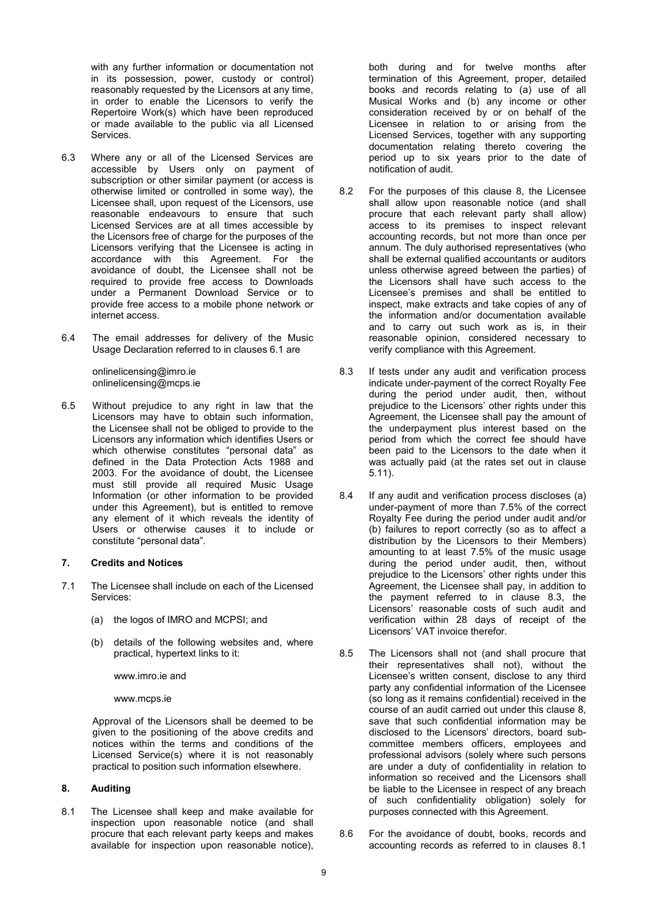with any further information or documentation not in its possession, power, custody or control) reasonably requested by the Licensors at any time, in order to enable the Licensors to verify the Repertoire Work(s) which have been reproduced or made available to the public via all Licensed Services.

6.3 Where any or all of the Licensed Services are accessible by Users only on payment of subscription or other similar payment (or access is otherwise limited or controlled in some way), the Licensee shall, upon request of the Licensors, use reasonable endeavours to ensure that such Licensed Services are at all times accessible by the Licensors free of charge for the purposes of the Licensors verifying that the Licensee is acting in accordance with this Agreement. For the avoidance of doubt, the Licensee shall not be required to provide free access to Downloads under a Permanent Download Service or to provide free access to a mobile phone network or internet access.

6.4 The email addresses for delivery of the Music Usage Declaration referred to in clauses 6.1 are

onlinelicensing@imro.ie
onlinelicensing@mcps.ie

6.5 Without prejudice to any right in law that the Licensors may have to obtain such information, the Licensee shall not be obliged to provide to the Licensors any information which identifies Users or which otherwise constitutes "personal data" as defined in the Data Protection Acts 1988 and 2003. For the avoidance of doubt, the Licensee must still provide all required Music Usage Information (or other information to be provided under this Agreement), but is entitled to remove any element of it which reveals the identity of Users or otherwise causes it to include or constitute "personal data".

## 7. Credits and Notices

7.1 The Licensee shall include on each of the Licensed Services:

(a) the logos of IMRO and MCPSI; and

(b) details of the following websites and, where practical, hypertext links to it:

www.imro.ie and

www.mcps.ie

Approval of the Licensors shall be deemed to be given to the positioning of the above credits and notices within the terms and conditions of the Licensed Service(s) where it is not reasonably practical to position such information elsewhere.

## 8. Auditing

8.1 The Licensee shall keep and make available for inspection upon reasonable notice (and shall procure that each relevant party keeps and makes available for inspection upon reasonable notice), both during and for twelve months after termination of this Agreement, proper, detailed books and records relating to (a) use of all Musical Works and (b) any income or other consideration received by or on behalf of the Licensee in relation to or arising from the Licensed Services, together with any supporting documentation relating thereto covering the period up to six years prior to the date of notification of audit.

8.2 For the purposes of this clause 8, the Licensee shall allow upon reasonable notice (and shall procure that each relevant party shall allow) access to its premises to inspect relevant accounting records, but not more than once per annum. The duly authorised representatives (who shall be external qualified accountants or auditors unless otherwise agreed between the parties) of the Licensors shall have such access to the Licensee's premises and shall be entitled to inspect, make extracts and take copies of any of the information and/or documentation available and to carry out such work as is, in their reasonable opinion, considered necessary to verify compliance with this Agreement.

8.3 If tests under any audit and verification process indicate under-payment of the correct Royalty Fee during the period under audit, then, without prejudice to the Licensors' other rights under this Agreement, the Licensee shall pay the amount of the underpayment plus interest based on the period from which the correct fee should have been paid to the Licensors to the date when it was actually paid (at the rates set out in clause 5.11).

8.4 If any audit and verification process discloses (a) under-payment of more than 7.5% of the correct Royalty Fee during the period under audit and/or (b) failures to report correctly (so as to affect a distribution by the Licensors to their Members) amounting to at least 7.5% of the music usage during the period under audit, then, without prejudice to the Licensors' other rights under this Agreement, the Licensee shall pay, in addition to the payment referred to in clause 8.3, the Licensors' reasonable costs of such audit and verification within 28 days of receipt of the Licensors' VAT invoice therefor.

8.5 The Licensors shall not (and shall procure that their representatives shall not), without the Licensee's written consent, disclose to any third party any confidential information of the Licensee (so long as it remains confidential) received in the course of an audit carried out under this clause 8, save that such confidential information may be disclosed to the Licensors' directors, board sub-committee members officers, employees and professional advisors (solely where such persons are under a duty of confidentiality in relation to information so received and the Licensors shall be liable to the Licensee in respect of any breach of such confidentiality obligation) solely for purposes connected with this Agreement.

8.6 For the avoidance of doubt, books, records and accounting records as referred to in clauses 8.1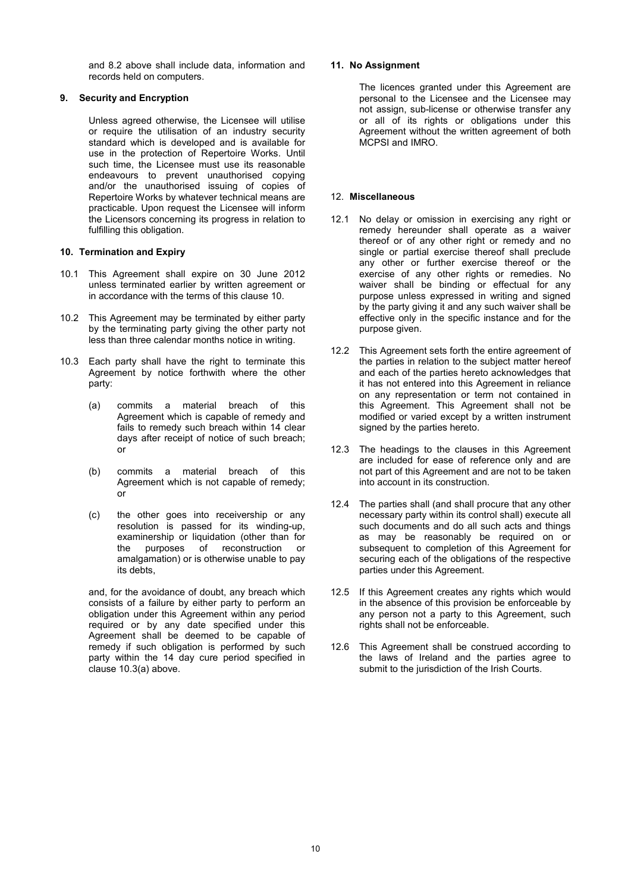and 8.2 above shall include data, information and records held on computers.

### 9. Security and Encryption

Unless agreed otherwise, the Licensee will utilise or require the utilisation of an industry security standard which is developed and is available for use in the protection of Repertoire Works. Until such time, the Licensee must use its reasonable endeavours to prevent unauthorised copying and/or the unauthorised issuing of copies of Repertoire Works by whatever technical means are practicable. Upon request the Licensee will inform the Licensors concerning its progress in relation to fulfilling this obligation.

### 10. Termination and Expiry

10.1 This Agreement shall expire on 30 June 2012 unless terminated earlier by written agreement or in accordance with the terms of this clause 10.

10.2 This Agreement may be terminated by either party by the terminating party giving the other party not less than three calendar months notice in writing.

10.3 Each party shall have the right to terminate this Agreement by notice forthwith where the other party:

(a) commits a material breach of this Agreement which is capable of remedy and fails to remedy such breach within 14 clear days after receipt of notice of such breach; or

(b) commits a material breach of this Agreement which is not capable of remedy; or

(c) the other goes into receivership or any resolution is passed for its winding-up, examinership or liquidation (other than for the purposes of reconstruction or amalgamation) or is otherwise unable to pay its debts,

and, for the avoidance of doubt, any breach which consists of a failure by either party to perform an obligation under this Agreement within any period required or by any date specified under this Agreement shall be deemed to be capable of remedy if such obligation is performed by such party within the 14 day cure period specified in clause 10.3(a) above.

### 11. No Assignment

The licences granted under this Agreement are personal to the Licensee and the Licensee may not assign, sub-license or otherwise transfer any or all of its rights or obligations under this Agreement without the written agreement of both MCPSI and IMRO.

### 12. Miscellaneous

12.1 No delay or omission in exercising any right or remedy hereunder shall operate as a waiver thereof or of any other right or remedy and no single or partial exercise thereof shall preclude any other or further exercise thereof or the exercise of any other rights or remedies. No waiver shall be binding or effectual for any purpose unless expressed in writing and signed by the party giving it and any such waiver shall be effective only in the specific instance and for the purpose given.

12.2 This Agreement sets forth the entire agreement of the parties in relation to the subject matter hereof and each of the parties hereto acknowledges that it has not entered into this Agreement in reliance on any representation or term not contained in this Agreement. This Agreement shall not be modified or varied except by a written instrument signed by the parties hereto.

12.3 The headings to the clauses in this Agreement are included for ease of reference only and are not part of this Agreement and are not to be taken into account in its construction.

12.4 The parties shall (and shall procure that any other necessary party within its control shall) execute all such documents and do all such acts and things as may be reasonably be required on or subsequent to completion of this Agreement for securing each of the obligations of the respective parties under this Agreement.

12.5 If this Agreement creates any rights which would in the absence of this provision be enforceable by any person not a party to this Agreement, such rights shall not be enforceable.

12.6 This Agreement shall be construed according to the laws of Ireland and the parties agree to submit to the jurisdiction of the Irish Courts.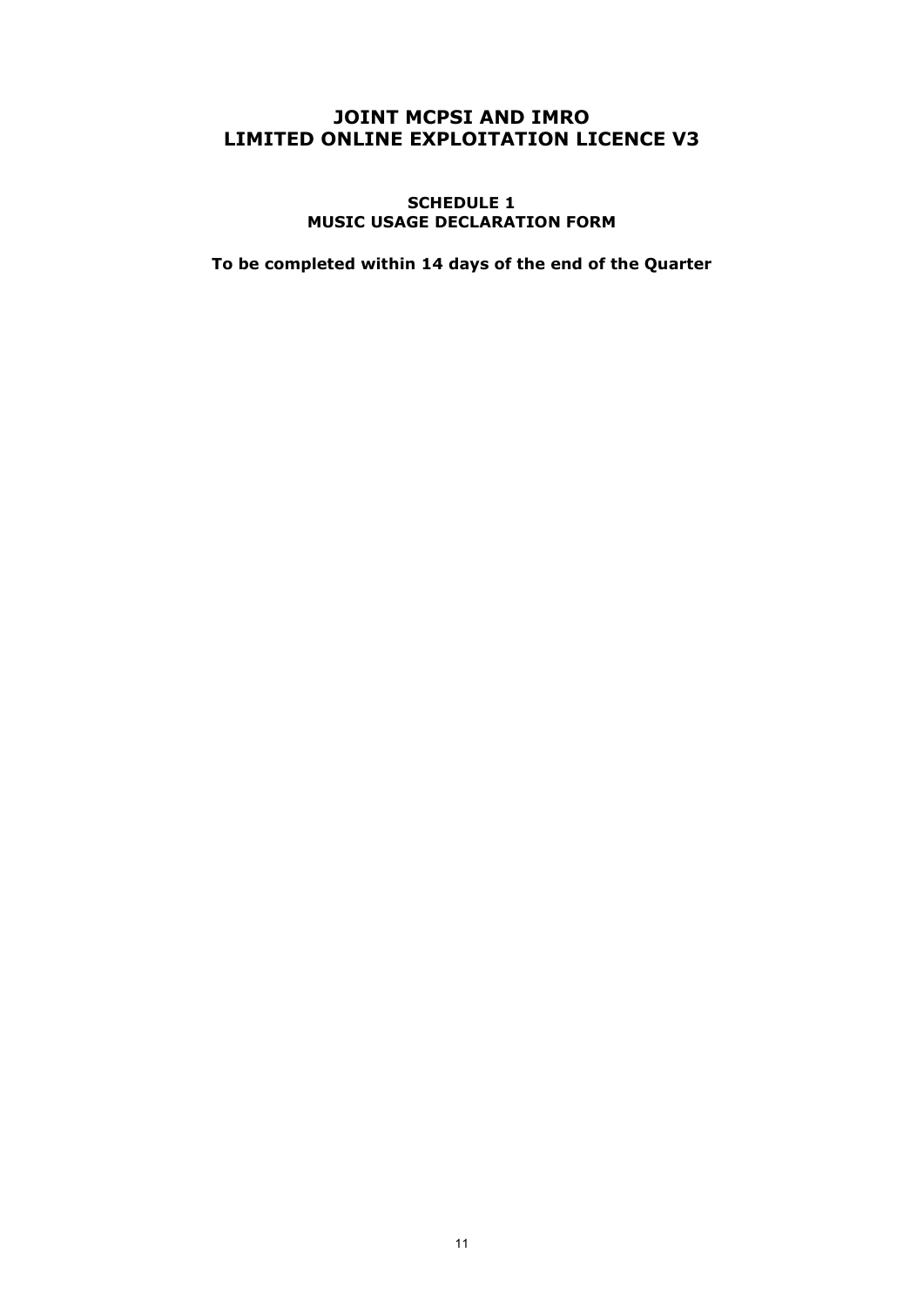# JOINT MCPSI AND IMRO LIMITED ONLINE EXPLOITATION LICENCE V3

## SCHEDULE 1
## MUSIC USAGE DECLARATION FORM

**To be completed within 14 days of the end of the Quarter**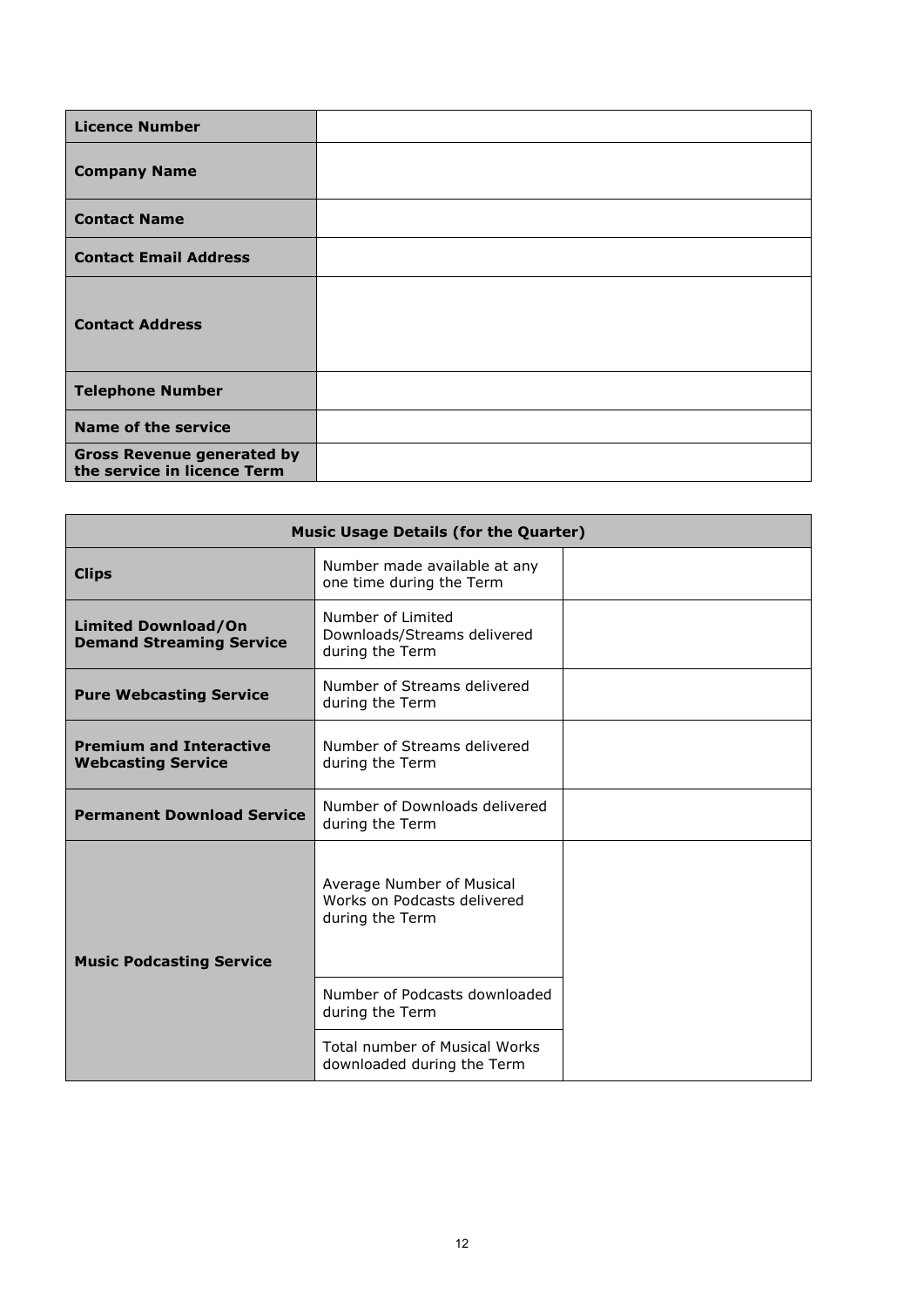| | |
|---|---|
| **Licence Number** | |
| **Company Name** | |
| **Contact Name** | |
| **Contact Email Address** | |
| **Contact Address** | |
| **Telephone Number** | |
| **Name of the service** | |
| **Gross Revenue generated by the service in licence Term** | |

| **Music Usage Details (for the Quarter)** | | |
|---|---|---|
| **Clips** | Number made available at any one time during the Term | |
| **Limited Download/On Demand Streaming Service** | Number of Limited Downloads/Streams delivered during the Term | |
| **Pure Webcasting Service** | Number of Streams delivered during the Term | |
| **Premium and Interactive Webcasting Service** | Number of Streams delivered during the Term | |
| **Permanent Download Service** | Number of Downloads delivered during the Term | |
| **Music Podcasting Service** | Average Number of Musical Works on Podcasts delivered during the Term | |
| | Number of Podcasts downloaded during the Term | |
| | Total number of Musical Works downloaded during the Term | |